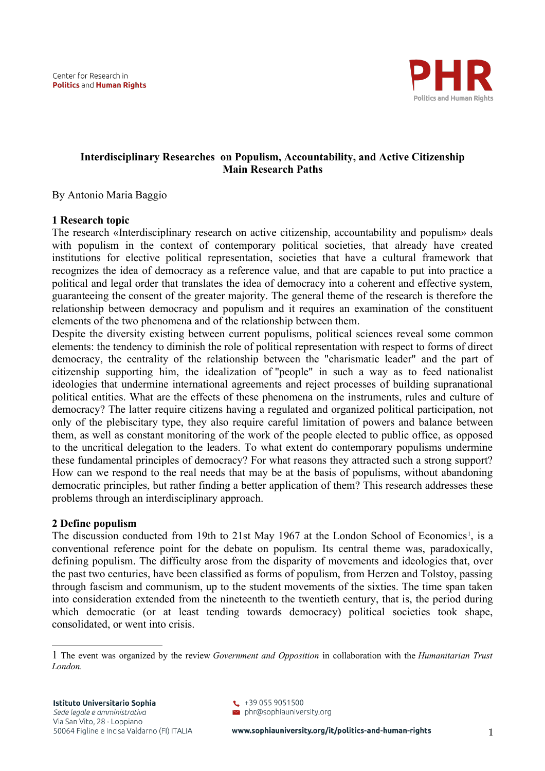# Interdisciplinary Researches on Populism, Accountability, and Active Citizenship
## Main Research Paths

By Antonio Maria Baggio

### 1 Research topic

The research «Interdisciplinary research on active citizenship, accountability and populism» deals with populism in the context of contemporary political societies, that already have created institutions for elective political representation, societies that have a cultural framework that recognizes the idea of democracy as a reference value, and that are capable to put into practice a political and legal order that translates the idea of democracy into a coherent and effective system, guaranteeing the consent of the greater majority. The general theme of the research is therefore the relationship between democracy and populism and it requires an examination of the constituent elements of the two phenomena and of the relationship between them.

Despite the diversity existing between current populisms, political sciences reveal some common elements: the tendency to diminish the role of political representation with respect to forms of direct democracy, the centrality of the relationship between the "charismatic leader" and the part of citizenship supporting him, the idealization of "people" in such a way as to feed nationalist ideologies that undermine international agreements and reject processes of building supranational political entities. What are the effects of these phenomena on the instruments, rules and culture of democracy? The latter require citizens having a regulated and organized political participation, not only of the plebiscitary type, they also require careful limitation of powers and balance between them, as well as constant monitoring of the work of the people elected to public office, as opposed to the uncritical delegation to the leaders. To what extent do contemporary populisms undermine these fundamental principles of democracy? For what reasons they attracted such a strong support? How can we respond to the real needs that may be at the basis of populisms, without abandoning democratic principles, but rather finding a better application of them? This research addresses these problems through an interdisciplinary approach.

### 2 Define populism

The discussion conducted from 19th to 21st May 1967 at the London School of Economics[1], is a conventional reference point for the debate on populism. Its central theme was, paradoxically, defining populism. The difficulty arose from the disparity of movements and ideologies that, over the past two centuries, have been classified as forms of populism, from Herzen and Tolstoy, passing through fascism and communism, up to the student movements of the sixties. The time span taken into consideration extended from the nineteenth to the twentieth century, that is, the period during which democratic (or at least tending towards democracy) political societies took shape, consolidated, or went into crisis.

---

1 The event was organized by the review *Government and Opposition* in collaboration with the *Humanitarian Trust London.*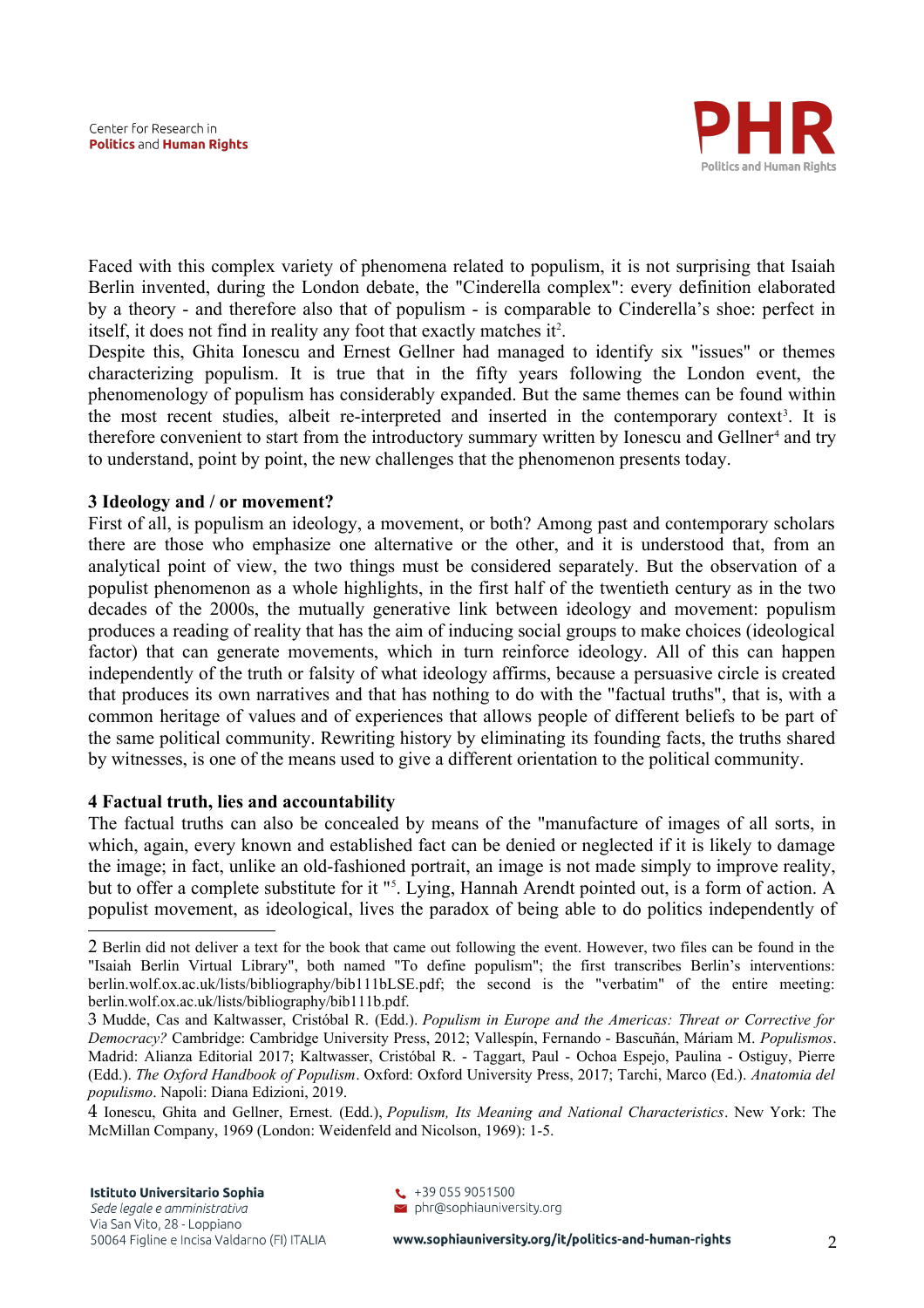Faced with this complex variety of phenomena related to populism, it is not surprising that Isaiah Berlin invented, during the London debate, the "Cinderella complex": every definition elaborated by a theory - and therefore also that of populism - is comparable to Cinderella's shoe: perfect in itself, it does not find in reality any foot that exactly matches it[2].

Despite this, Ghita Ionescu and Ernest Gellner had managed to identify six "issues" or themes characterizing populism. It is true that in the fifty years following the London event, the phenomenology of populism has considerably expanded. But the same themes can be found within the most recent studies, albeit re-interpreted and inserted in the contemporary context[3]. It is therefore convenient to start from the introductory summary written by Ionescu and Gellner[4] and try to understand, point by point, the new challenges that the phenomenon presents today.

### 3 Ideology and / or movement?

First of all, is populism an ideology, a movement, or both? Among past and contemporary scholars there are those who emphasize one alternative or the other, and it is understood that, from an analytical point of view, the two things must be considered separately. But the observation of a populist phenomenon as a whole highlights, in the first half of the twentieth century as in the two decades of the 2000s, the mutually generative link between ideology and movement: populism produces a reading of reality that has the aim of inducing social groups to make choices (ideological factor) that can generate movements, which in turn reinforce ideology. All of this can happen independently of the truth or falsity of what ideology affirms, because a persuasive circle is created that produces its own narratives and that has nothing to do with the "factual truths", that is, with a common heritage of values and of experiences that allows people of different beliefs to be part of the same political community. Rewriting history by eliminating its founding facts, the truths shared by witnesses, is one of the means used to give a different orientation to the political community.

### 4 Factual truth, lies and accountability

The factual truths can also be concealed by means of the "manufacture of images of all sorts, in which, again, every known and established fact can be denied or neglected if it is likely to damage the image; in fact, unlike an old-fashioned portrait, an image is not made simply to improve reality, but to offer a complete substitute for it "[5]. Lying, Hannah Arendt pointed out, is a form of action. A populist movement, as ideological, lives the paradox of being able to do politics independently of

---

2 Berlin did not deliver a text for the book that came out following the event. However, two files can be found in the "Isaiah Berlin Virtual Library", both named "To define populism"; the first transcribes Berlin's interventions: berlin.wolf.ox.ac.uk/lists/bibliography/bib111bLSE.pdf; the second is the "verbatim" of the entire meeting: berlin.wolf.ox.ac.uk/lists/bibliography/bib111b.pdf.

3 Mudde, Cas and Kaltwasser, Cristóbal R. (Edd.). *Populism in Europe and the Americas: Threat or Corrective for Democracy?* Cambridge: Cambridge University Press, 2012; Vallespín, Fernando - Bascuñán, Máriam M. *Populismos*. Madrid: Alianza Editorial 2017; Kaltwasser, Cristóbal R. - Taggart, Paul - Ochoa Espejo, Paulina - Ostiguy, Pierre (Edd.). *The Oxford Handbook of Populism*. Oxford: Oxford University Press, 2017; Tarchi, Marco (Ed.). *Anatomia del populismo*. Napoli: Diana Edizioni, 2019.

4 Ionescu, Ghita and Gellner, Ernest. (Edd.), *Populism, Its Meaning and National Characteristics*. New York: The McMillan Company, 1969 (London: Weidenfeld and Nicolson, 1969): 1-5.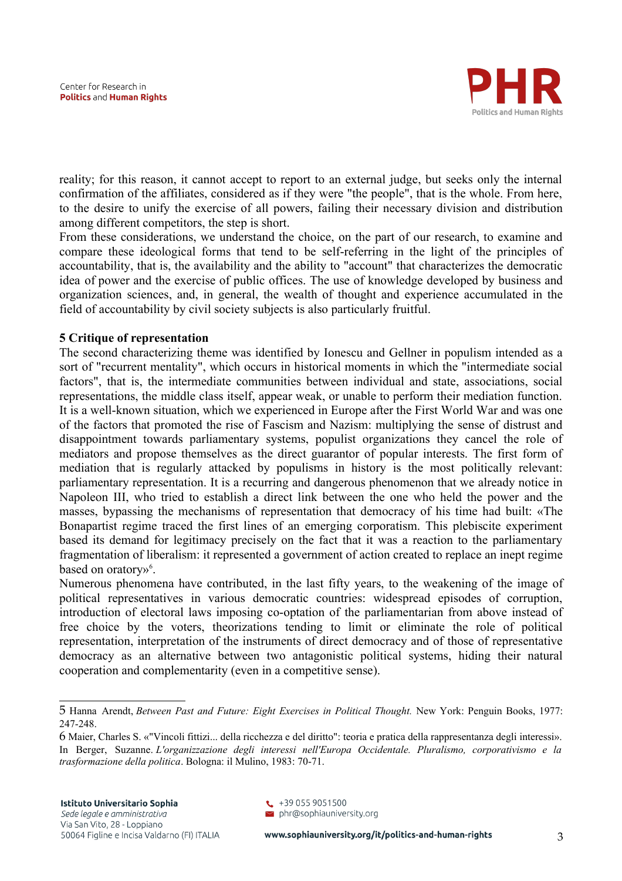reality; for this reason, it cannot accept to report to an external judge, but seeks only the internal confirmation of the affiliates, considered as if they were "the people", that is the whole. From here, to the desire to unify the exercise of all powers, failing their necessary division and distribution among different competitors, the step is short.

From these considerations, we understand the choice, on the part of our research, to examine and compare these ideological forms that tend to be self-referring in the light of the principles of accountability, that is, the availability and the ability to "account" that characterizes the democratic idea of power and the exercise of public offices. The use of knowledge developed by business and organization sciences, and, in general, the wealth of thought and experience accumulated in the field of accountability by civil society subjects is also particularly fruitful.

## 5 Critique of representation

The second characterizing theme was identified by Ionescu and Gellner in populism intended as a sort of "recurrent mentality", which occurs in historical moments in which the "intermediate social factors", that is, the intermediate communities between individual and state, associations, social representations, the middle class itself, appear weak, or unable to perform their mediation function. It is a well-known situation, which we experienced in Europe after the First World War and was one of the factors that promoted the rise of Fascism and Nazism: multiplying the sense of distrust and disappointment towards parliamentary systems, populist organizations they cancel the role of mediators and propose themselves as the direct guarantor of popular interests. The first form of mediation that is regularly attacked by populisms in history is the most politically relevant: parliamentary representation. It is a recurring and dangerous phenomenon that we already notice in Napoleon III, who tried to establish a direct link between the one who held the power and the masses, bypassing the mechanisms of representation that democracy of his time had built: «The Bonapartist regime traced the first lines of an emerging corporatism. This plebiscite experiment based its demand for legitimacy precisely on the fact that it was a reaction to the parliamentary fragmentation of liberalism: it represented a government of action created to replace an inept regime based on oratory»[6].

Numerous phenomena have contributed, in the last fifty years, to the weakening of the image of political representatives in various democratic countries: widespread episodes of corruption, introduction of electoral laws imposing co-optation of the parliamentarian from above instead of free choice by the voters, theorizations tending to limit or eliminate the role of political representation, interpretation of the instruments of direct democracy and of those of representative democracy as an alternative between two antagonistic political systems, hiding their natural cooperation and complementarity (even in a competitive sense).

---

5 Hanna Arendt, *Between Past and Future: Eight Exercises in Political Thought.* New York: Penguin Books, 1977: 247-248.

6 Maier, Charles S. «"Vincoli fittizi... della ricchezza e del diritto": teoria e pratica della rappresentanza degli interessi». In Berger, Suzanne. *L'organizzazione degli interessi nell'Europa Occidentale. Pluralismo, corporativismo e la trasformazione della politica*. Bologna: il Mulino, 1983: 70-71.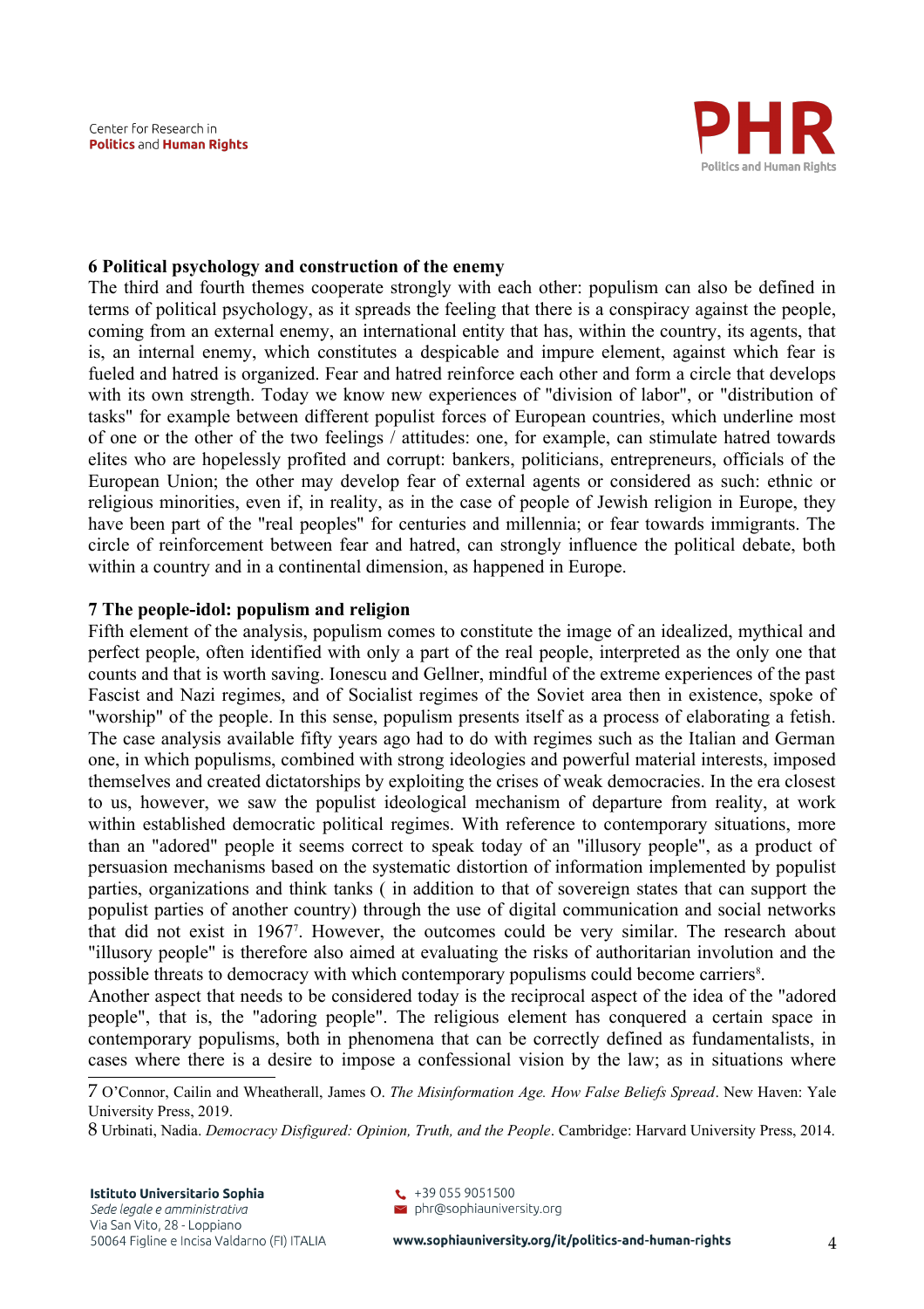## 6 Political psychology and construction of the enemy

The third and fourth themes cooperate strongly with each other: populism can also be defined in terms of political psychology, as it spreads the feeling that there is a conspiracy against the people, coming from an external enemy, an international entity that has, within the country, its agents, that is, an internal enemy, which constitutes a despicable and impure element, against which fear is fueled and hatred is organized. Fear and hatred reinforce each other and form a circle that develops with its own strength. Today we know new experiences of "division of labor", or "distribution of tasks" for example between different populist forces of European countries, which underline most of one or the other of the two feelings / attitudes: one, for example, can stimulate hatred towards elites who are hopelessly profited and corrupt: bankers, politicians, entrepreneurs, officials of the European Union; the other may develop fear of external agents or considered as such: ethnic or religious minorities, even if, in reality, as in the case of people of Jewish religion in Europe, they have been part of the "real peoples" for centuries and millennia; or fear towards immigrants. The circle of reinforcement between fear and hatred, can strongly influence the political debate, both within a country and in a continental dimension, as happened in Europe.

## 7 The people-idol: populism and religion

Fifth element of the analysis, populism comes to constitute the image of an idealized, mythical and perfect people, often identified with only a part of the real people, interpreted as the only one that counts and that is worth saving. Ionescu and Gellner, mindful of the extreme experiences of the past Fascist and Nazi regimes, and of Socialist regimes of the Soviet area then in existence, spoke of "worship" of the people. In this sense, populism presents itself as a process of elaborating a fetish. The case analysis available fifty years ago had to do with regimes such as the Italian and German one, in which populisms, combined with strong ideologies and powerful material interests, imposed themselves and created dictatorships by exploiting the crises of weak democracies. In the era closest to us, however, we saw the populist ideological mechanism of departure from reality, at work within established democratic political regimes. With reference to contemporary situations, more than an "adored" people it seems correct to speak today of an "illusory people", as a product of persuasion mechanisms based on the systematic distortion of information implemented by populist parties, organizations and think tanks ( in addition to that of sovereign states that can support the populist parties of another country) through the use of digital communication and social networks that did not exist in 1967[7]. However, the outcomes could be very similar. The research about "illusory people" is therefore also aimed at evaluating the risks of authoritarian involution and the possible threats to democracy with which contemporary populisms could become carriers[8].

Another aspect that needs to be considered today is the reciprocal aspect of the idea of the "adored people", that is, the "adoring people". The religious element has conquered a certain space in contemporary populisms, both in phenomena that can be correctly defined as fundamentalists, in cases where there is a desire to impose a confessional vision by the law; as in situations where

---

7 O'Connor, Cailin and Wheatherall, James O. *The Misinformation Age. How False Beliefs Spread*. New Haven: Yale University Press, 2019.

8 Urbinati, Nadia. *Democracy Disfigured: Opinion, Truth, and the People*. Cambridge: Harvard University Press, 2014.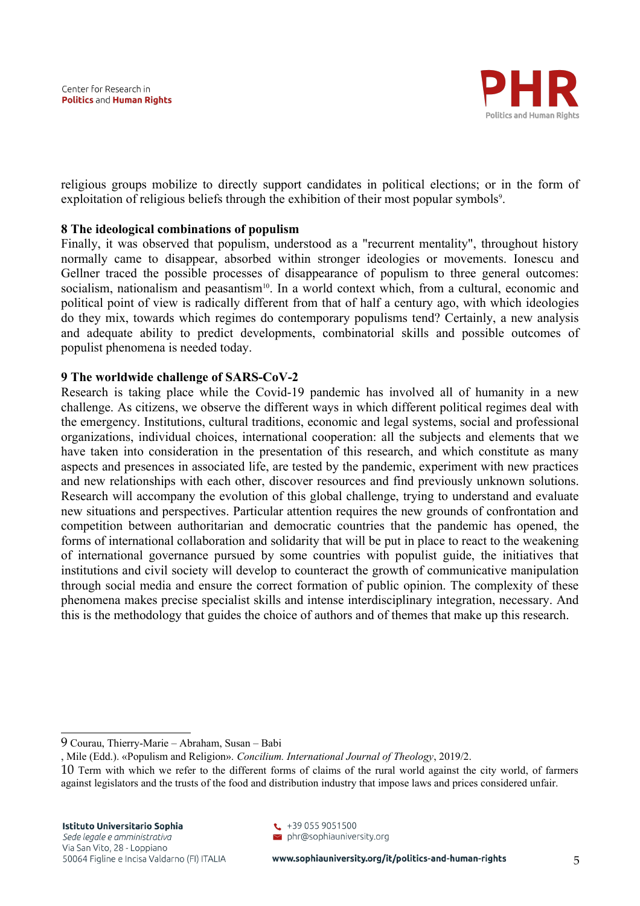religious groups mobilize to directly support candidates in political elections; or in the form of exploitation of religious beliefs through the exhibition of their most popular symbols[9].

## 8 The ideological combinations of populism

Finally, it was observed that populism, understood as a "recurrent mentality", throughout history normally came to disappear, absorbed within stronger ideologies or movements. Ionescu and Gellner traced the possible processes of disappearance of populism to three general outcomes: socialism, nationalism and peasantism[10]. In a world context which, from a cultural, economic and political point of view is radically different from that of half a century ago, with which ideologies do they mix, towards which regimes do contemporary populisms tend? Certainly, a new analysis and adequate ability to predict developments, combinatorial skills and possible outcomes of populist phenomena is needed today.

## 9 The worldwide challenge of SARS-CoV-2

Research is taking place while the Covid-19 pandemic has involved all of humanity in a new challenge. As citizens, we observe the different ways in which different political regimes deal with the emergency. Institutions, cultural traditions, economic and legal systems, social and professional organizations, individual choices, international cooperation: all the subjects and elements that we have taken into consideration in the presentation of this research, and which constitute as many aspects and presences in associated life, are tested by the pandemic, experiment with new practices and new relationships with each other, discover resources and find previously unknown solutions. Research will accompany the evolution of this global challenge, trying to understand and evaluate new situations and perspectives. Particular attention requires the new grounds of confrontation and competition between authoritarian and democratic countries that the pandemic has opened, the forms of international collaboration and solidarity that will be put in place to react to the weakening of international governance pursued by some countries with populist guide, the initiatives that institutions and civil society will develop to counteract the growth of communicative manipulation through social media and ensure the correct formation of public opinion. The complexity of these phenomena makes precise specialist skills and intense interdisciplinary integration, necessary. And this is the methodology that guides the choice of authors and of themes that make up this research.

---

9 Courau, Thierry-Marie – Abraham, Susan – Babi
, Mile (Edd.). «Populism and Religion». *Concilium. International Journal of Theology*, 2019/2.

10 Term with which we refer to the different forms of claims of the rural world against the city world, of farmers against legislators and the trusts of the food and distribution industry that impose laws and prices considered unfair.